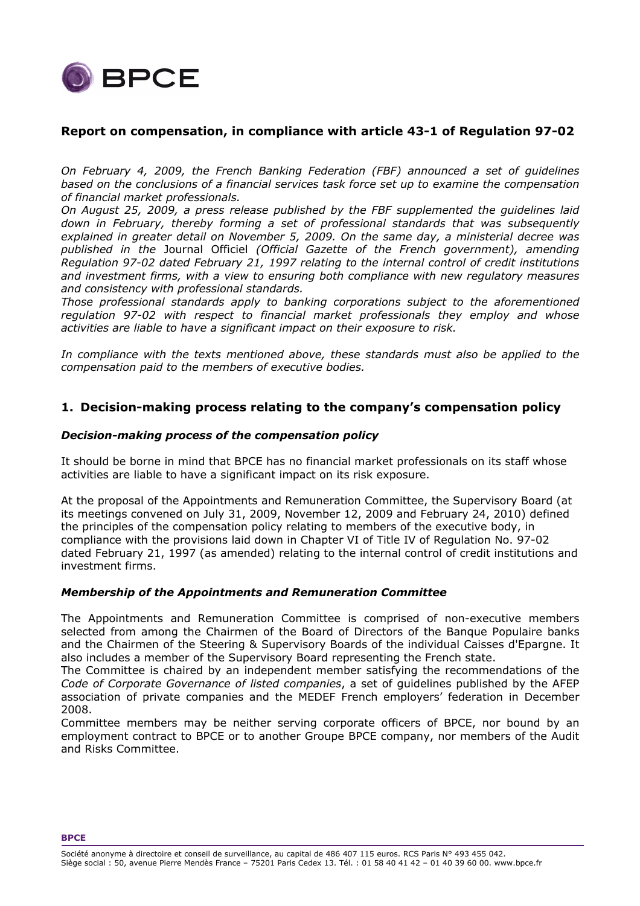# Report on compensation, in compliance with article 43-1 of Regulation 97-02

*On February 4, 2009, the French Banking Federation (FBF) announced a set of guidelines based on the conclusions of a financial services task force set up to examine the compensation of financial market professionals.*

*On August 25, 2009, a press release published by the FBF supplemented the guidelines laid down in February, thereby forming a set of professional standards that was subsequently explained in greater detail on November 5, 2009. On the same day, a ministerial decree was published in the* Journal Officiel *(Official Gazette of the French government), amending Regulation 97-02 dated February 21, 1997 relating to the internal control of credit institutions and investment firms, with a view to ensuring both compliance with new regulatory measures and consistency with professional standards.*

*Those professional standards apply to banking corporations subject to the aforementioned regulation 97-02 with respect to financial market professionals they employ and whose activities are liable to have a significant impact on their exposure to risk.*

*In compliance with the texts mentioned above, these standards must also be applied to the compensation paid to the members of executive bodies.*

## 1. Decision-making process relating to the company's compensation policy

### *Decision-making process of the compensation policy*

It should be borne in mind that BPCE has no financial market professionals on its staff whose activities are liable to have a significant impact on its risk exposure.

At the proposal of the Appointments and Remuneration Committee, the Supervisory Board (at its meetings convened on July 31, 2009, November 12, 2009 and February 24, 2010) defined the principles of the compensation policy relating to members of the executive body, in compliance with the provisions laid down in Chapter VI of Title IV of Regulation No. 97-02 dated February 21, 1997 (as amended) relating to the internal control of credit institutions and investment firms.

### *Membership of the Appointments and Remuneration Committee*

The Appointments and Remuneration Committee is comprised of non-executive members selected from among the Chairmen of the Board of Directors of the Banque Populaire banks and the Chairmen of the Steering & Supervisory Boards of the individual Caisses d'Epargne. It also includes a member of the Supervisory Board representing the French state.

The Committee is chaired by an independent member satisfying the recommendations of the *Code of Corporate Governance of listed companies*, a set of guidelines published by the AFEP association of private companies and the MEDEF French employers' federation in December 2008.

Committee members may be neither serving corporate officers of BPCE, nor bound by an employment contract to BPCE or to another Groupe BPCE company, nor members of the Audit and Risks Committee.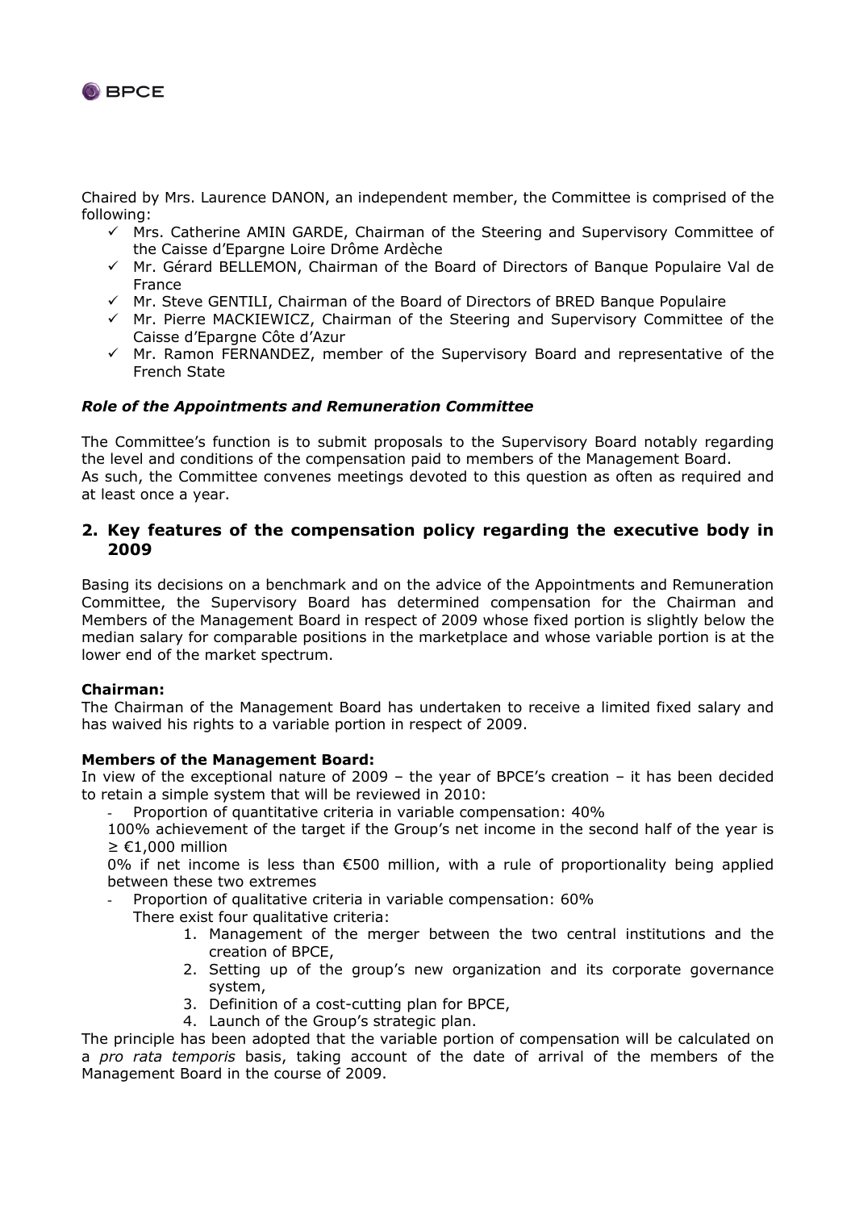Chaired by Mrs. Laurence DANON, an independent member, the Committee is comprised of the following:

- ✓ Mrs. Catherine AMIN GARDE, Chairman of the Steering and Supervisory Committee of the Caisse d'Epargne Loire Drôme Ardèche
- ✓ Mr. Gérard BELLEMON, Chairman of the Board of Directors of Banque Populaire Val de France
- ✓ Mr. Steve GENTILI, Chairman of the Board of Directors of BRED Banque Populaire
- ✓ Mr. Pierre MACKIEWICZ, Chairman of the Steering and Supervisory Committee of the Caisse d'Epargne Côte d'Azur
- ✓ Mr. Ramon FERNANDEZ, member of the Supervisory Board and representative of the French State

### *Role of the Appointments and Remuneration Committee*

The Committee's function is to submit proposals to the Supervisory Board notably regarding the level and conditions of the compensation paid to members of the Management Board.
As such, the Committee convenes meetings devoted to this question as often as required and at least once a year.

## 2. Key features of the compensation policy regarding the executive body in 2009

Basing its decisions on a benchmark and on the advice of the Appointments and Remuneration Committee, the Supervisory Board has determined compensation for the Chairman and Members of the Management Board in respect of 2009 whose fixed portion is slightly below the median salary for comparable positions in the marketplace and whose variable portion is at the lower end of the market spectrum.

**Chairman:**
The Chairman of the Management Board has undertaken to receive a limited fixed salary and has waived his rights to a variable portion in respect of 2009.

**Members of the Management Board:**
In view of the exceptional nature of 2009 – the year of BPCE's creation – it has been decided to retain a simple system that will be reviewed in 2010:

- Proportion of quantitative criteria in variable compensation: 40%

  100% achievement of the target if the Group's net income in the second half of the year is ≥ €1,000 million

  0% if net income is less than €500 million, with a rule of proportionality being applied between these two extremes

- Proportion of qualitative criteria in variable compensation: 60%

  There exist four qualitative criteria:

  1. Management of the merger between the two central institutions and the creation of BPCE,
  2. Setting up of the group's new organization and its corporate governance system,
  3. Definition of a cost-cutting plan for BPCE,
  4. Launch of the Group's strategic plan.

The principle has been adopted that the variable portion of compensation will be calculated on a *pro rata temporis* basis, taking account of the date of arrival of the members of the Management Board in the course of 2009.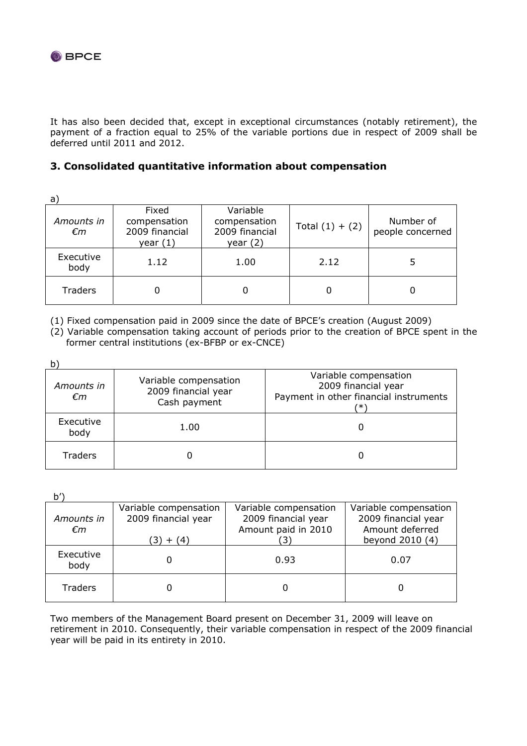It has also been decided that, except in exceptional circumstances (notably retirement), the payment of a fraction equal to 25% of the variable portions due in respect of 2009 shall be deferred until 2011 and 2012.

## 3. Consolidated quantitative information about compensation

a)

| *Amounts in €m* | Fixed compensation 2009 financial year (1) | Variable compensation 2009 financial year (2) | Total (1) + (2) | Number of people concerned |
|---|---|---|---|---|
| Executive body | 1.12 | 1.00 | 2.12 | 5 |
| Traders | 0 | 0 | 0 | 0 |

(1) Fixed compensation paid in 2009 since the date of BPCE's creation (August 2009)
(2) Variable compensation taking account of periods prior to the creation of BPCE spent in the former central institutions (ex-BFBP or ex-CNCE)

b)

| *Amounts in €m* | Variable compensation 2009 financial year Cash payment | Variable compensation 2009 financial year Payment in other financial instruments (*) |
|---|---|---|
| Executive body | 1.00 | 0 |
| Traders | 0 | 0 |

b')

| *Amounts in €m* | Variable compensation 2009 financial year (3) + (4) | Variable compensation 2009 financial year Amount paid in 2010 (3) | Variable compensation 2009 financial year Amount deferred beyond 2010 (4) |
|---|---|---|---|
| Executive body | 0 | 0.93 | 0.07 |
| Traders | 0 | 0 | 0 |

Two members of the Management Board present on December 31, 2009 will leave on retirement in 2010. Consequently, their variable compensation in respect of the 2009 financial year will be paid in its entirety in 2010.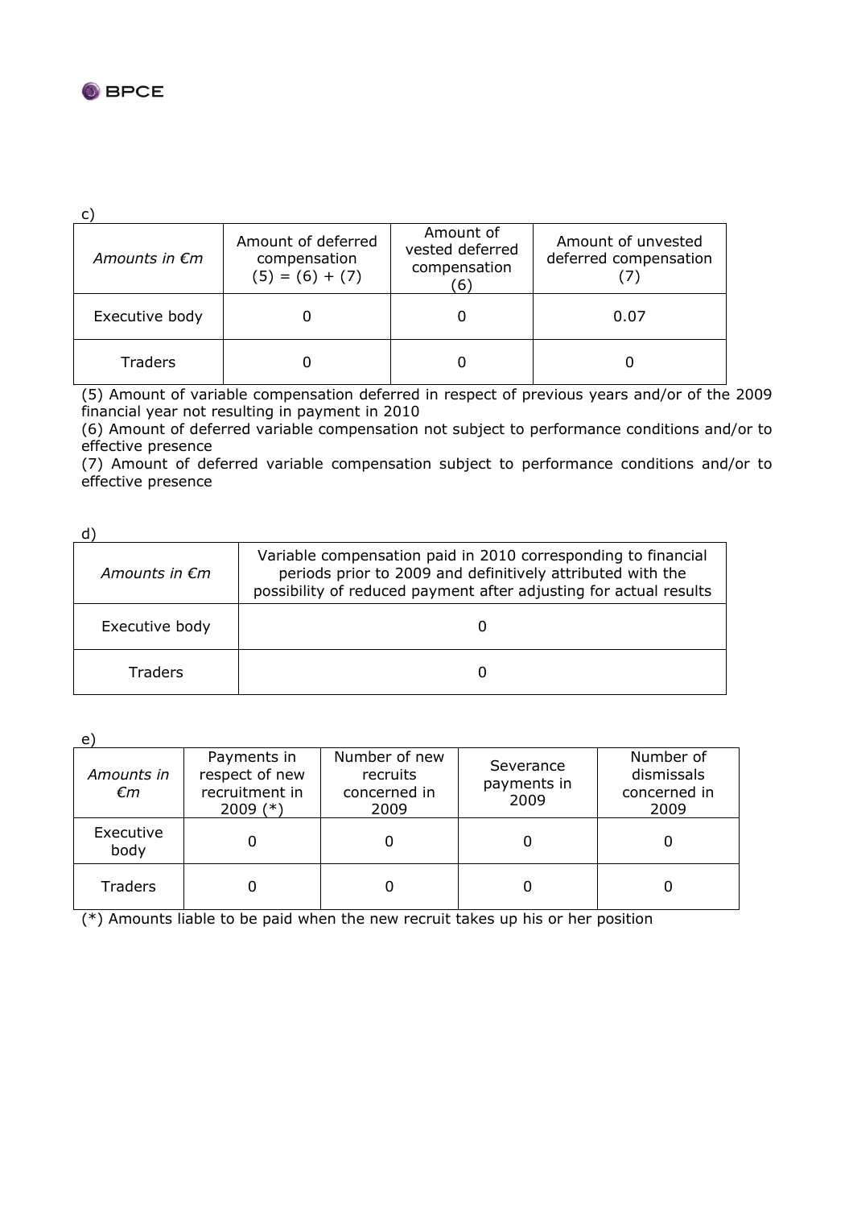c)

| *Amounts in €m* | Amount of deferred compensation (5) = (6) + (7) | Amount of vested deferred compensation (6) | Amount of unvested deferred compensation (7) |
|---|---|---|---|
| Executive body | 0 | 0 | 0.07 |
| Traders | 0 | 0 | 0 |

(5) Amount of variable compensation deferred in respect of previous years and/or of the 2009 financial year not resulting in payment in 2010

(6) Amount of deferred variable compensation not subject to performance conditions and/or to effective presence

(7) Amount of deferred variable compensation subject to performance conditions and/or to effective presence

d)

| *Amounts in €m* | Variable compensation paid in 2010 corresponding to financial periods prior to 2009 and definitively attributed with the possibility of reduced payment after adjusting for actual results |
|---|---|
| Executive body | 0 |
| Traders | 0 |

e)

| *Amounts in €m* | Payments in respect of new recruitment in 2009 (*) | Number of new recruits concerned in 2009 | Severance payments in 2009 | Number of dismissals concerned in 2009 |
|---|---|---|---|---|
| Executive body | 0 | 0 | 0 | 0 |
| Traders | 0 | 0 | 0 | 0 |

(*) Amounts liable to be paid when the new recruit takes up his or her position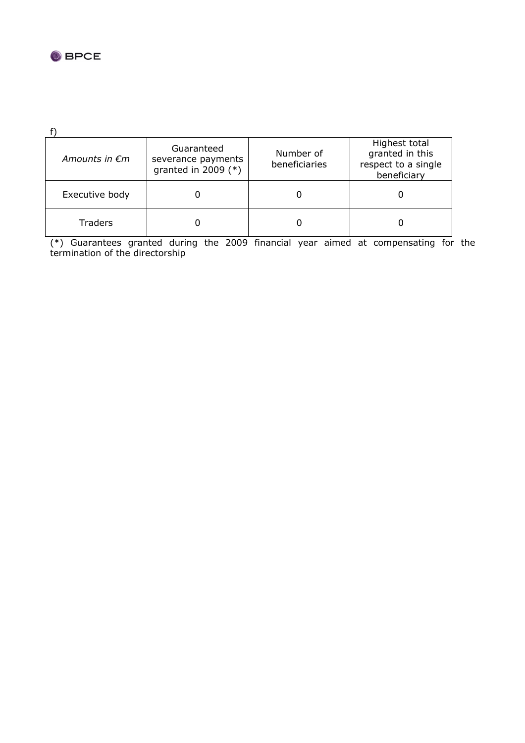f)

| *Amounts in €m* | Guaranteed severance payments granted in 2009 (*) | Number of beneficiaries | Highest total granted in this respect to a single beneficiary |
|---|---|---|---|
| Executive body | 0 | 0 | 0 |
| Traders | 0 | 0 | 0 |

(*) Guarantees granted during the 2009 financial year aimed at compensating for the termination of the directorship